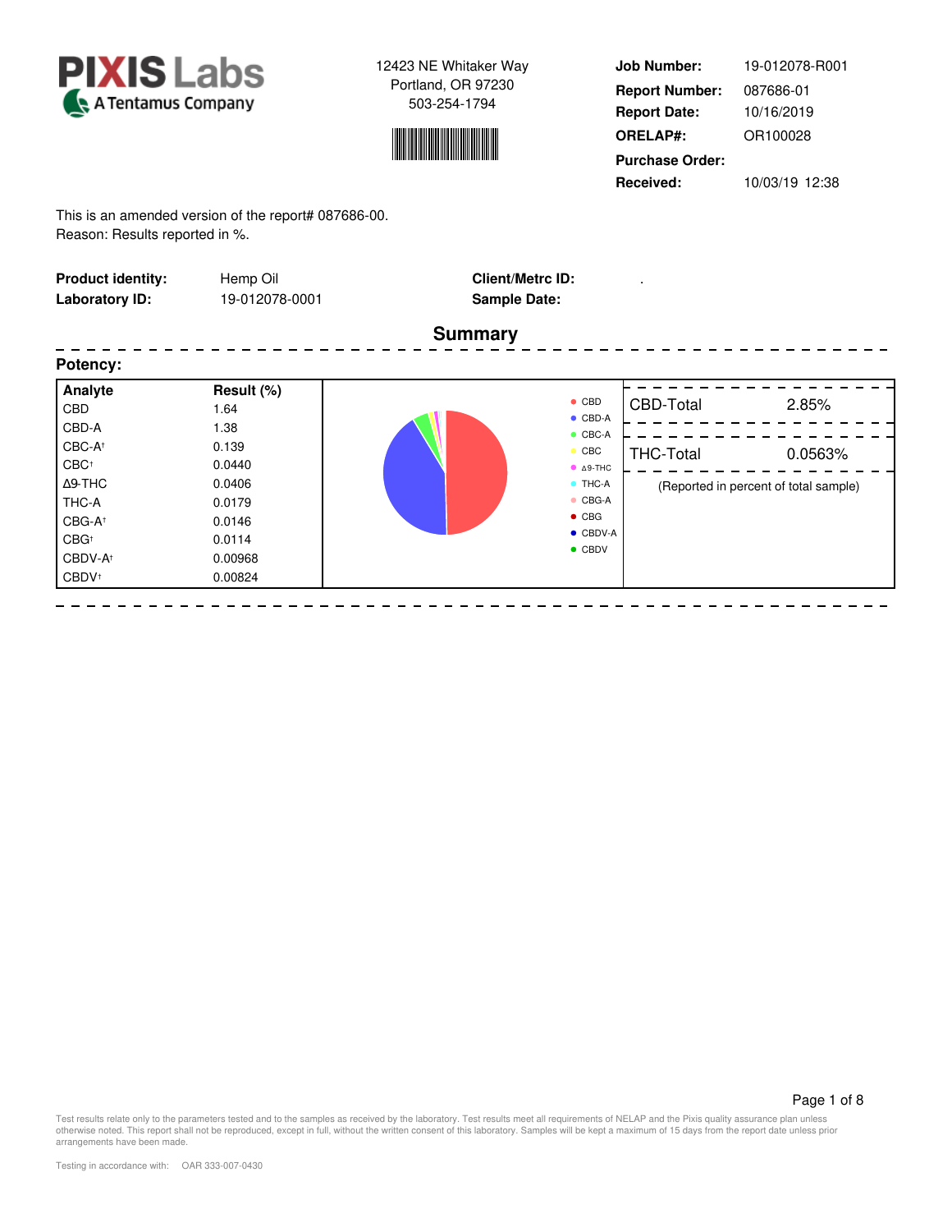**PIXIS Labs**
A Tentamus Company

12423 NE Whitaker Way
Portland, OR 97230
503-254-1794

| | |
|---|---|
| **Job Number:** | 19-012078-R001 |
| **Report Number:** | 087686-01 |
| **Report Date:** | 10/16/2019 |
| **ORELAP#:** | OR100028 |
| **Purchase Order:** | |
| **Received:** | 10/03/19 12:38 |

This is an amended version of the report# 087686-00.
Reason: Results reported in %.

| | | | |
|---|---|---|---|
| **Product identity:** | Hemp Oil | **Client/Metrc ID:** | . |
| **Laboratory ID:** | 19-012078-0001 | **Sample Date:** | |

## Summary

### Potency:

| Analyte | Result (%) |
|---|---|
| CBD | 1.64 |
| CBD-A | 1.38 |
| CBC-A† | 0.139 |
| CBC† | 0.0440 |
| Δ9-THC | 0.0406 |
| THC-A | 0.0179 |
| CBG-A† | 0.0146 |
| CBG† | 0.0114 |
| CBDV-A† | 0.00968 |
| CBDV† | 0.00824 |

| | |
|---|---|
| CBD-Total | 2.85% |
| THC-Total | 0.0563% |

(Reported in percent of total sample)

Test results relate only to the parameters tested and to the samples as received by the laboratory. Test results meet all requirements of NELAP and the Pixis quality assurance plan unless otherwise noted. This report shall not be reproduced, except in full, without the written consent of this laboratory. Samples will be kept a maximum of 15 days from the report date unless prior arrangements have been made.

Testing in accordance with: OAR 333-007-0430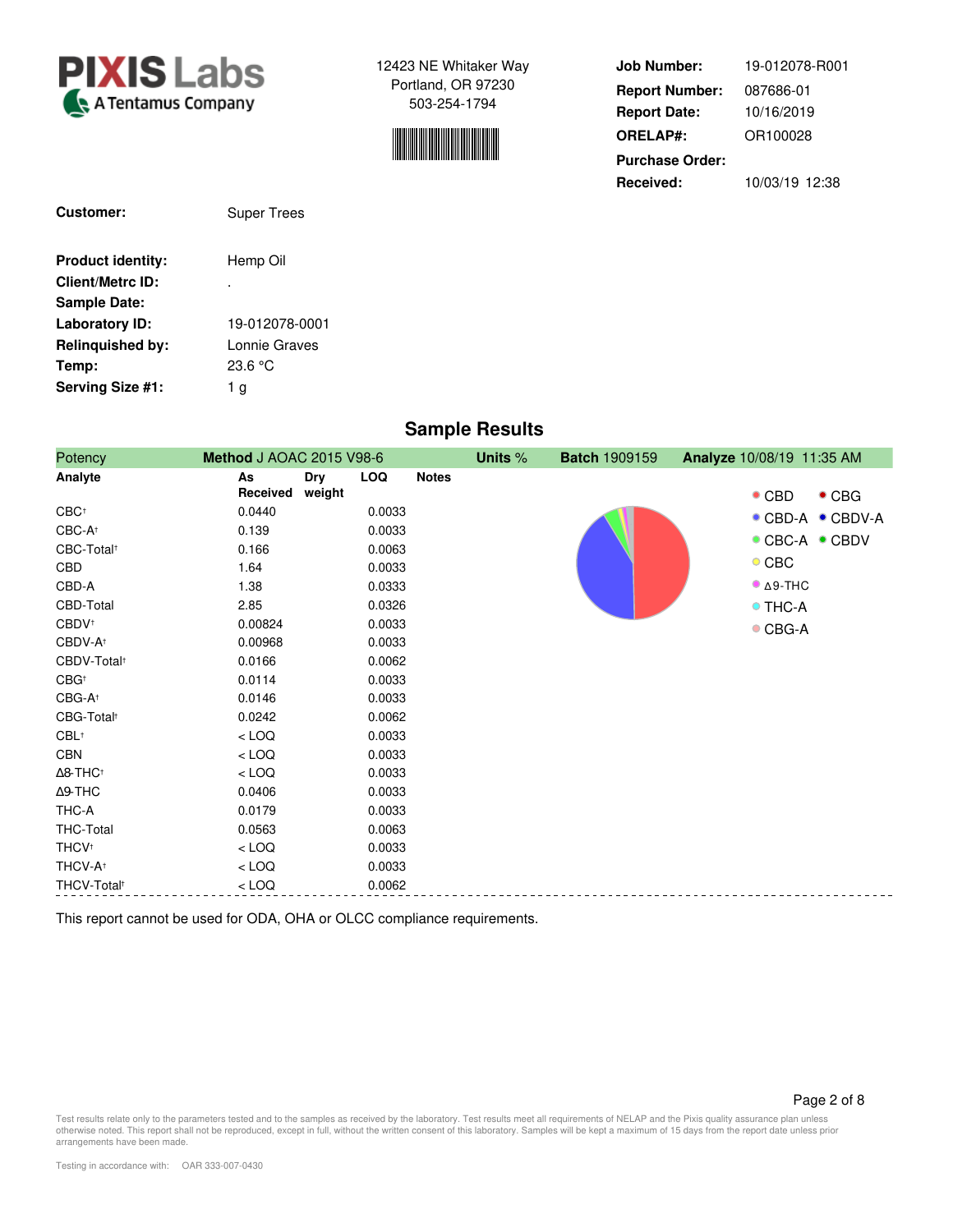**PIXIS Labs**
A Tentamus Company

12423 NE Whitaker Way
Portland, OR 97230
503-254-1794

| | |
|---|---|
| **Job Number:** | 19-012078-R001 |
| **Report Number:** | 087686-01 |
| **Report Date:** | 10/16/2019 |
| **ORELAP#:** | OR100028 |
| **Purchase Order:** | |
| **Received:** | 10/03/19 12:38 |

| | |
|---|---|
| **Customer:** | Super Trees |
| **Product identity:** | Hemp Oil |
| **Client/Metrc ID:** | . |
| **Sample Date:** | |
| **Laboratory ID:** | 19-012078-0001 |
| **Relinquished by:** | Lonnie Graves |
| **Temp:** | 23.6 °C |
| **Serving Size #1:** | 1 g |

## Sample Results

Potency — **Method** J AOAC 2015 V98-6 — **Units** % — **Batch** 1909159 — **Analyze** 10/08/19 11:35 AM

| Analyte | As Received | Dry weight | LOQ | Notes |
|---|---|---|---|---|
| CBC† | 0.0440 | | 0.0033 | |
| CBC-A† | 0.139 | | 0.0033 | |
| CBC-Total† | 0.166 | | 0.0063 | |
| CBD | 1.64 | | 0.0033 | |
| CBD-A | 1.38 | | 0.0333 | |
| CBD-Total | 2.85 | | 0.0326 | |
| CBDV† | 0.00824 | | 0.0033 | |
| CBDV-A† | 0.00968 | | 0.0033 | |
| CBDV-Total† | 0.0166 | | 0.0062 | |
| CBG† | 0.0114 | | 0.0033 | |
| CBG-A† | 0.0146 | | 0.0033 | |
| CBG-Total† | 0.0242 | | 0.0062 | |
| CBL† | < LOQ | | 0.0033 | |
| CBN | < LOQ | | 0.0033 | |
| Δ8-THC† | < LOQ | | 0.0033 | |
| Δ9-THC | 0.0406 | | 0.0033 | |
| THC-A | 0.0179 | | 0.0033 | |
| THC-Total | 0.0563 | | 0.0063 | |
| THCV† | < LOQ | | 0.0033 | |
| THCV-A† | < LOQ | | 0.0033 | |
| THCV-Total† | < LOQ | | 0.0062 | |

Legend: CBD, CBG, CBD-A, CBDV-A, CBC-A, CBDV, CBC, Δ9-THC, THC-A, CBG-A

This report cannot be used for ODA, OHA or OLCC compliance requirements.

Test results relate only to the parameters tested and to the samples as received by the laboratory. Test results meet all requirements of NELAP and the Pixis quality assurance plan unless otherwise noted. This report shall not be reproduced, except in full, without the written consent of this laboratory. Samples will be kept a maximum of 15 days from the report date unless prior arrangements have been made.

Testing in accordance with: OAR 333-007-0430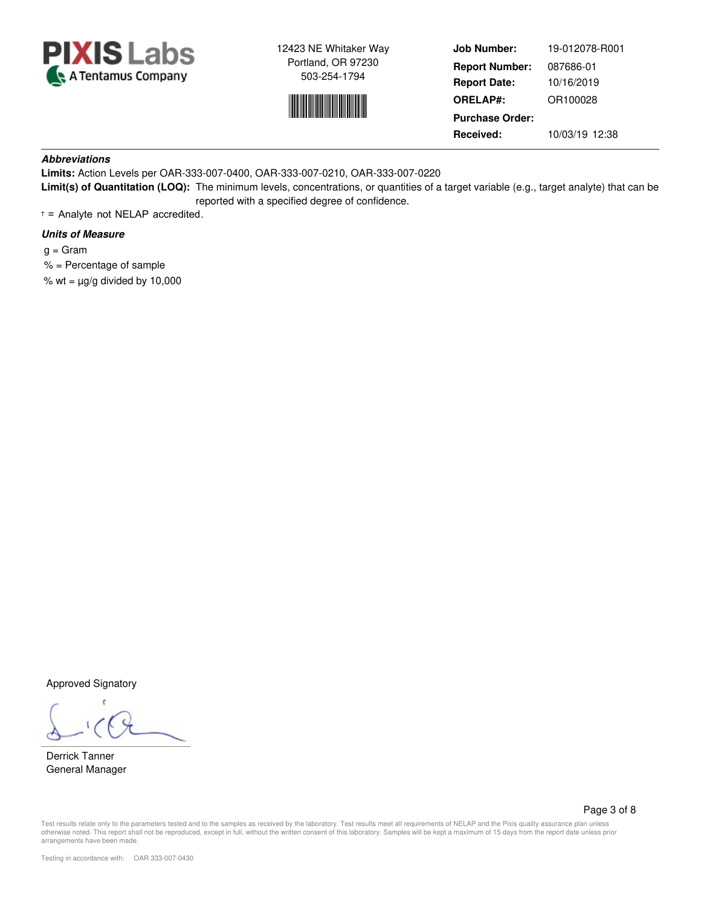**PIXIS Labs**
A Tentamus Company

12423 NE Whitaker Way
Portland, OR 97230
503-254-1794

| | |
|---|---|
| **Job Number:** | 19-012078-R001 |
| **Report Number:** | 087686-01 |
| **Report Date:** | 10/16/2019 |
| **ORELAP#:** | OR100028 |
| **Purchase Order:** | |
| **Received:** | 10/03/19 12:38 |

***Abbreviations***

**Limits:** Action Levels per OAR-333-007-0400, OAR-333-007-0210, OAR-333-007-0220

**Limit(s) of Quantitation (LOQ):** The minimum levels, concentrations, or quantities of a target variable (e.g., target analyte) that can be reported with a specified degree of confidence.

† = Analyte not NELAP accredited.

***Units of Measure***

g = Gram

% = Percentage of sample

% wt = µg/g divided by 10,000

Approved Signatory

Derrick Tanner
General Manager

Test results relate only to the parameters tested and to the samples as received by the laboratory. Test results meet all requirements of NELAP and the Pixis quality assurance plan unless otherwise noted. This report shall not be reproduced, except in full, without the written consent of this laboratory. Samples will be kept a maximum of 15 days from the report date unless prior arrangements have been made.

Testing in accordance with: OAR 333-007-0430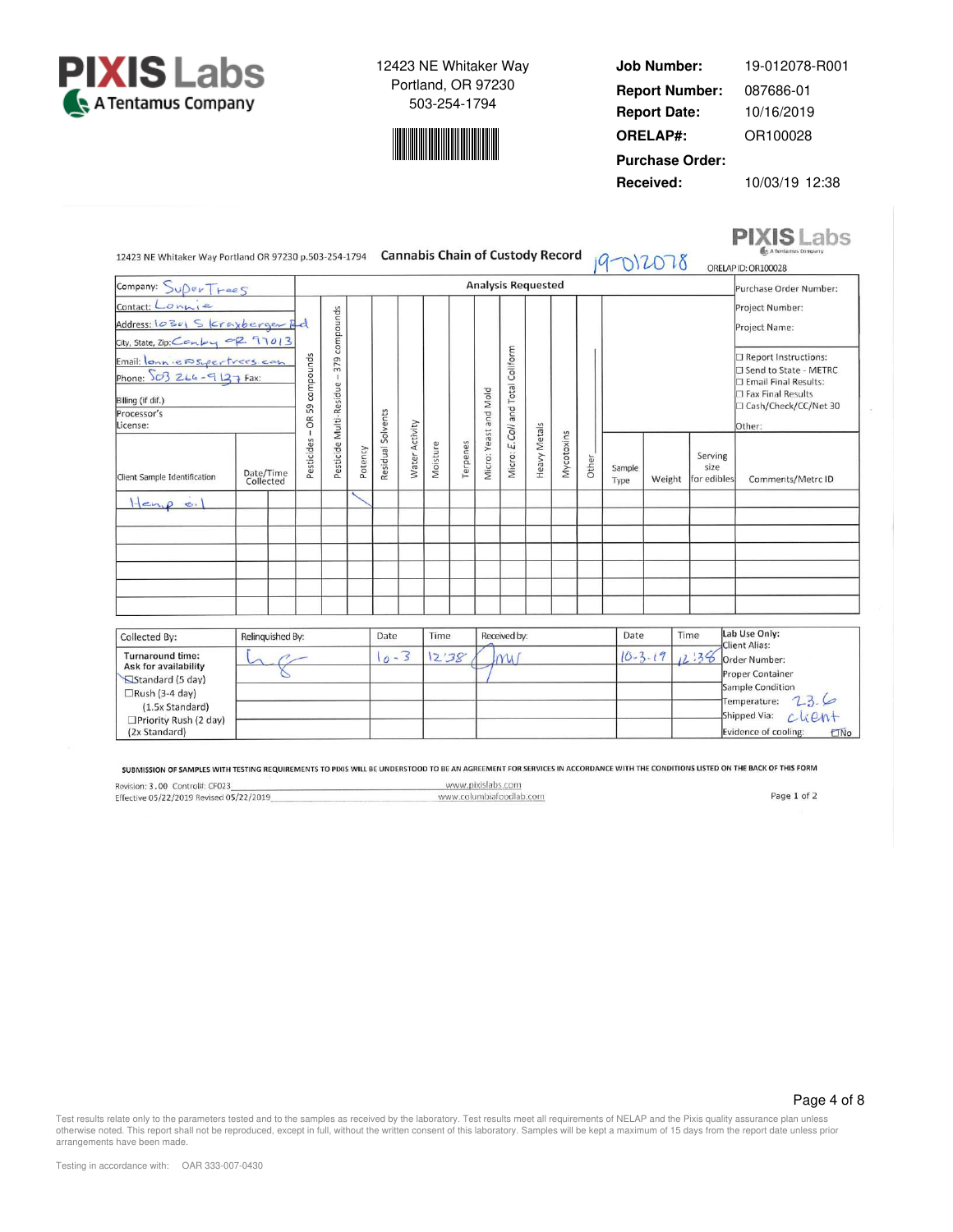**PIXIS Labs**
A Tentamus Company

12423 NE Whitaker Way
Portland, OR 97230
503-254-1794

| | |
|---|---|
| **Job Number:** | 19-012078-R001 |
| **Report Number:** | 087686-01 |
| **Report Date:** | 10/16/2019 |
| **ORELAP#:** | OR100028 |
| **Purchase Order:** | |
| **Received:** | 10/03/19 12:38 |

12423 NE Whitaker Way Portland OR 97230 p.503-254-1794 **Cannabis Chain of Custody Record** 19-012078

**PIXIS Labs** ORELAP ID: OR100028

Company: SuperTrees
Contact: Lonnie
Address: 10341 S Kraxberger Rd
City, State, Zip: Canby OR 97013
Email: lonn@supertrees.com
Phone: 503 266-9137 Fax:
Billing (if dif.)
Processor's License:

Purchase Order Number:
Project Number:
Project Name:

☐ Report Instructions:
☐ Send to State - METRC
☐ Email Final Results:
☐ Fax Final Results
☐ Cash/Check/CC/Net 30
Other:

| Client Sample Identification | Date/Time Collected | | Pesticides – OR 59 compounds | Pesticide Multi-Residue – 379 compounds | Potency | Residual Solvents | Water Activity | Moisture | Terpenes | Micro: Yeast and Mold | Micro: E.Coli and Total Coliform | Heavy Metals | Mycotoxins | Other | Sample Type | Weight | Serving size for edibles | Comments/Metrc ID |
|---|---|---|---|---|---|---|---|---|---|---|---|---|---|---|---|---|---|---|
| Hemp oil | | | | | ✓ | | | | | | | | | | | | | |
| | | | | | | | | | | | | | | | | | | |

| Collected By: | Relinquished By: | Date | Time | Received by: | Date | Time | Lab Use Only: |
|---|---|---|---|---|---|---|---|
| Turnaround time: Ask for availability | (signature) | 10-3 | 12:38 | MW | 10-3-19 | 12:38 | Client Alias: |
| ☒ Standard (5 day) | | | | | | | Order Number: |
| ☐ Rush (3-4 day) (1.5x Standard) | | | | | | | Proper Container |
| ☐ Priority Rush (2 day) (2x Standard) | | | | | | | Sample Condition |
| | | | | | | | Temperature: 23.6 |
| | | | | | | | Shipped Via: client |
| | | | | | | | Evidence of cooling: ☐No |

SUBMISSION OF SAMPLES WITH TESTING REQUIREMENTS TO PIXIS WILL BE UNDERSTOOD TO BE AN AGREEMENT FOR SERVICES IN ACCORDANCE WITH THE CONDITIONS LISTED ON THE BACK OF THIS FORM

Revision: 3.00 Control#: CF023 www.pixislabs.com
Effective 05/22/2019 Revised 05/22/2019 www.columbiafoodlab.com
Page 1 of 2

Test results relate only to the parameters tested and to the samples as received by the laboratory. Test results meet all requirements of NELAP and the Pixis quality assurance plan unless otherwise noted. This report shall not be reproduced, except in full, without the written consent of this laboratory. Samples will be kept a maximum of 15 days from the report date unless prior arrangements have been made.

Testing in accordance with: OAR 333-007-0430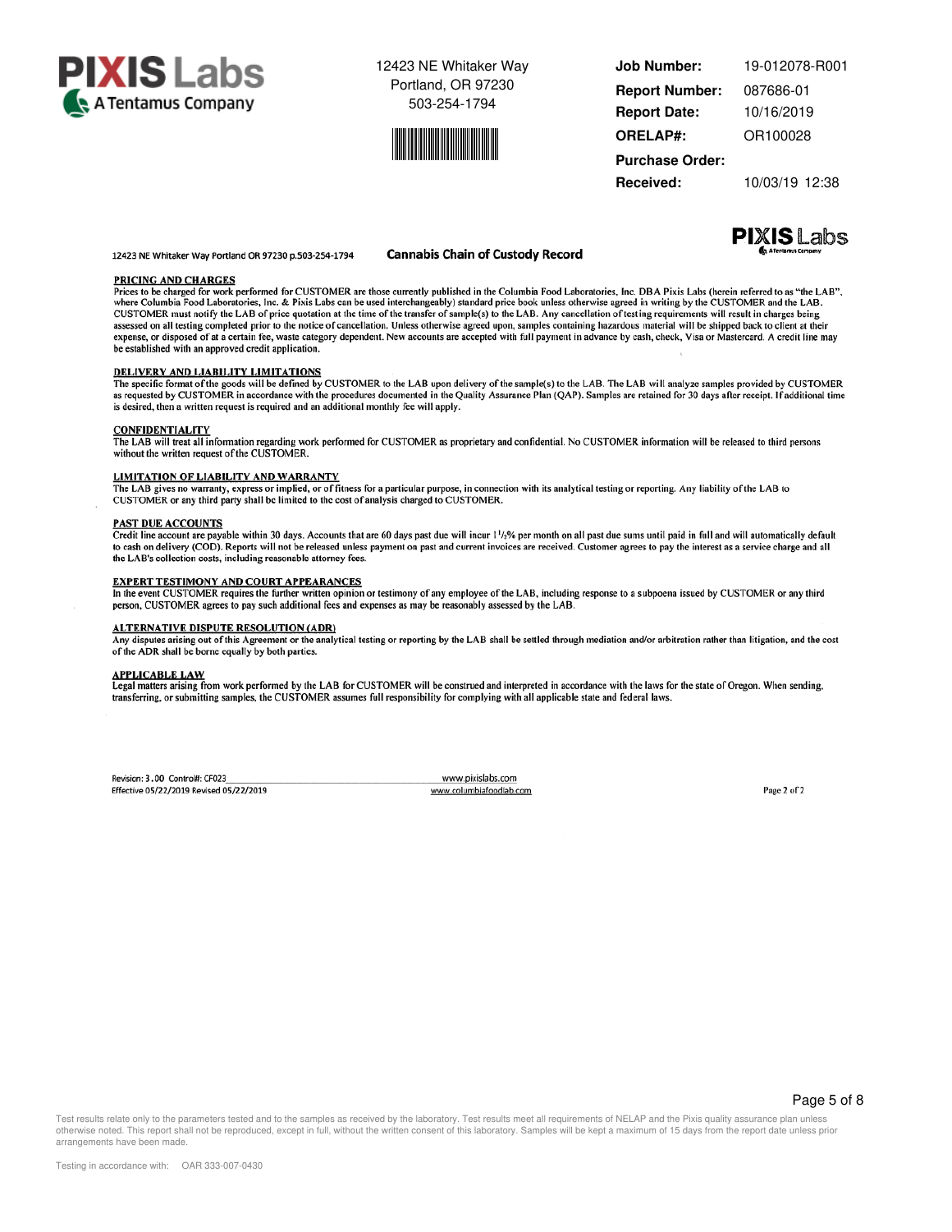**PIXIS Labs**
A Tentamus Company

12423 NE Whitaker Way
Portland, OR 97230
503-254-1794

| | |
|---|---|
| **Job Number:** | 19-012078-R001 |
| **Report Number:** | 087686-01 |
| **Report Date:** | 10/16/2019 |
| **ORELAP#:** | OR100028 |
| **Purchase Order:** | |
| **Received:** | 10/03/19 12:38 |

12423 NE Whitaker Way Portland OR 97230 p.503-254-1794

## Cannabis Chain of Custody Record

### PRICING AND CHARGES

Prices to be charged for work performed for CUSTOMER are those currently published in the Columbia Food Laboratories, Inc. DBA Pixis Labs (herein referred to as "the LAB", where Columbia Food Laboratories, Inc. & Pixis Labs can be used interchangeably) standard price book unless otherwise agreed in writing by the CUSTOMER and the LAB. CUSTOMER must notify the LAB of price quotation at the time of the transfer of sample(s) to the LAB. Any cancellation of testing requirements will result in charges being assessed on all testing completed prior to the notice of cancellation. Unless otherwise agreed upon, samples containing hazardous material will be shipped back to client at their expense, or disposed of at a certain fee, waste category dependent. New accounts are accepted with full payment in advance by cash, check, Visa or Mastercard. A credit line may be established with an approved credit application.

### DELIVERY AND LIABILITY LIMITATIONS

The specific format of the goods will be defined by CUSTOMER to the LAB upon delivery of the sample(s) to the LAB. The LAB will analyze samples provided by CUSTOMER as requested by CUSTOMER in accordance with the procedures documented in the Quality Assurance Plan (QAP). Samples are retained for 30 days after receipt. If additional time is desired, then a written request is required and an additional monthly fee will apply.

### CONFIDENTIALITY

The LAB will treat all information regarding work performed for CUSTOMER as proprietary and confidential. No CUSTOMER information will be released to third persons without the written request of the CUSTOMER.

### LIMITATION OF LIABILITY AND WARRANTY

The LAB gives no warranty, express or implied, or of fitness for a particular purpose, in connection with its analytical testing or reporting. Any liability of the LAB to CUSTOMER or any third party shall be limited to the cost of analysis charged to CUSTOMER.

### PAST DUE ACCOUNTS

Credit line account are payable within 30 days. Accounts that are 60 days past due will incur 1½% per month on all past due sums until paid in full and will automatically default to cash on delivery (COD). Reports will not be released unless payment on past and current invoices are received. Customer agrees to pay the interest as a service charge and all the LAB's collection costs, including reasonable attorney fees.

### EXPERT TESTIMONY AND COURT APPEARANCES

In the event CUSTOMER requires the further written opinion or testimony of any employee of the LAB, including response to a subpoena issued by CUSTOMER or any third person, CUSTOMER agrees to pay such additional fees and expenses as may be reasonably assessed by the LAB.

### ALTERNATIVE DISPUTE RESOLUTION (ADR)

Any disputes arising out of this Agreement or the analytical testing or reporting by the LAB shall be settled through mediation and/or arbitration rather than litigation, and the cost of the ADR shall be borne equally by both parties.

### APPLICABLE LAW

Legal matters arising from work performed by the LAB for CUSTOMER will be construed and interpreted in accordance with the laws for the state of Oregon. When sending, transferring, or submitting samples, the CUSTOMER assumes full responsibility for complying with all applicable state and federal laws.

Revision: 3.00 Control#: CF023
Effective 05/22/2019 Revised 05/22/2019

www.pixislabs.com
www.columbiafoodlab.com

Test results relate only to the parameters tested and to the samples as received by the laboratory. Test results meet all requirements of NELAP and the Pixis quality assurance plan unless otherwise noted. This report shall not be reproduced, except in full, without the written consent of this laboratory. Samples will be kept a maximum of 15 days from the report date unless prior arrangements have been made.

Testing in accordance with: OAR 333-007-0430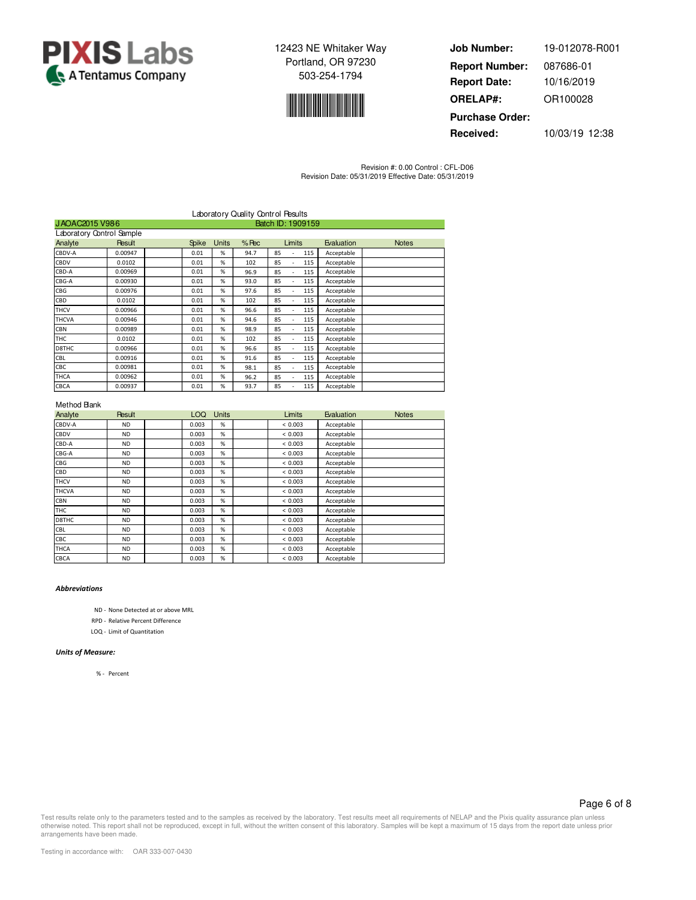**PIXIS Labs**
A Tentamus Company

12423 NE Whitaker Way
Portland, OR 97230
503-254-1794

| | |
|---|---|
| **Job Number:** | 19-012078-R001 |
| **Report Number:** | 087686-01 |
| **Report Date:** | 10/16/2019 |
| **ORELAP#:** | OR100028 |
| **Purchase Order:** | |
| **Received:** | 10/03/19 12:38 |

Revision #: 0.00 Control : CFL-D06
Revision Date: 05/31/2019 Effective Date: 05/31/2019

## Laboratory Quality Control Results

J AOAC2015 V98-6 — Batch ID: 1909159

### Laboratory Control Sample

| Analyte | Result | | Spike | Units | % Rec | Limits | Evaluation | Notes |
|---|---|---|---|---|---|---|---|---|
| CBDV-A | 0.00947 | | 0.01 | % | 94.7 | 85 - 115 | Acceptable | |
| CBDV | 0.0102 | | 0.01 | % | 102 | 85 - 115 | Acceptable | |
| CBD-A | 0.00969 | | 0.01 | % | 96.9 | 85 - 115 | Acceptable | |
| CBG-A | 0.00930 | | 0.01 | % | 93.0 | 85 - 115 | Acceptable | |
| CBG | 0.00976 | | 0.01 | % | 97.6 | 85 - 115 | Acceptable | |
| CBD | 0.0102 | | 0.01 | % | 102 | 85 - 115 | Acceptable | |
| THCV | 0.00966 | | 0.01 | % | 96.6 | 85 - 115 | Acceptable | |
| THCVA | 0.00946 | | 0.01 | % | 94.6 | 85 - 115 | Acceptable | |
| CBN | 0.00989 | | 0.01 | % | 98.9 | 85 - 115 | Acceptable | |
| THC | 0.0102 | | 0.01 | % | 102 | 85 - 115 | Acceptable | |
| D8THC | 0.00966 | | 0.01 | % | 96.6 | 85 - 115 | Acceptable | |
| CBL | 0.00916 | | 0.01 | % | 91.6 | 85 - 115 | Acceptable | |
| CBC | 0.00981 | | 0.01 | % | 98.1 | 85 - 115 | Acceptable | |
| THCA | 0.00962 | | 0.01 | % | 96.2 | 85 - 115 | Acceptable | |
| CBCA | 0.00937 | | 0.01 | % | 93.7 | 85 - 115 | Acceptable | |

### Method Blank

| Analyte | Result | | LOQ | Units | | Limits | Evaluation | Notes |
|---|---|---|---|---|---|---|---|---|
| CBDV-A | ND | | 0.003 | % | | < 0.003 | Acceptable | |
| CBDV | ND | | 0.003 | % | | < 0.003 | Acceptable | |
| CBD-A | ND | | 0.003 | % | | < 0.003 | Acceptable | |
| CBG-A | ND | | 0.003 | % | | < 0.003 | Acceptable | |
| CBG | ND | | 0.003 | % | | < 0.003 | Acceptable | |
| CBD | ND | | 0.003 | % | | < 0.003 | Acceptable | |
| THCV | ND | | 0.003 | % | | < 0.003 | Acceptable | |
| THCVA | ND | | 0.003 | % | | < 0.003 | Acceptable | |
| CBN | ND | | 0.003 | % | | < 0.003 | Acceptable | |
| THC | ND | | 0.003 | % | | < 0.003 | Acceptable | |
| D8THC | ND | | 0.003 | % | | < 0.003 | Acceptable | |
| CBL | ND | | 0.003 | % | | < 0.003 | Acceptable | |
| CBC | ND | | 0.003 | % | | < 0.003 | Acceptable | |
| THCA | ND | | 0.003 | % | | < 0.003 | Acceptable | |
| CBCA | ND | | 0.003 | % | | < 0.003 | Acceptable | |

***Abbreviations***

ND - None Detected at or above MRL
RPD - Relative Percent Difference
LOQ - Limit of Quantitation

***Units of Measure:***

% - Percent

Test results relate only to the parameters tested and to the samples as received by the laboratory. Test results meet all requirements of NELAP and the Pixis quality assurance plan unless otherwise noted. This report shall not be reproduced, except in full, without the written consent of this laboratory. Samples will be kept a maximum of 15 days from the report date unless prior arrangements have been made.

Testing in accordance with: OAR 333-007-0430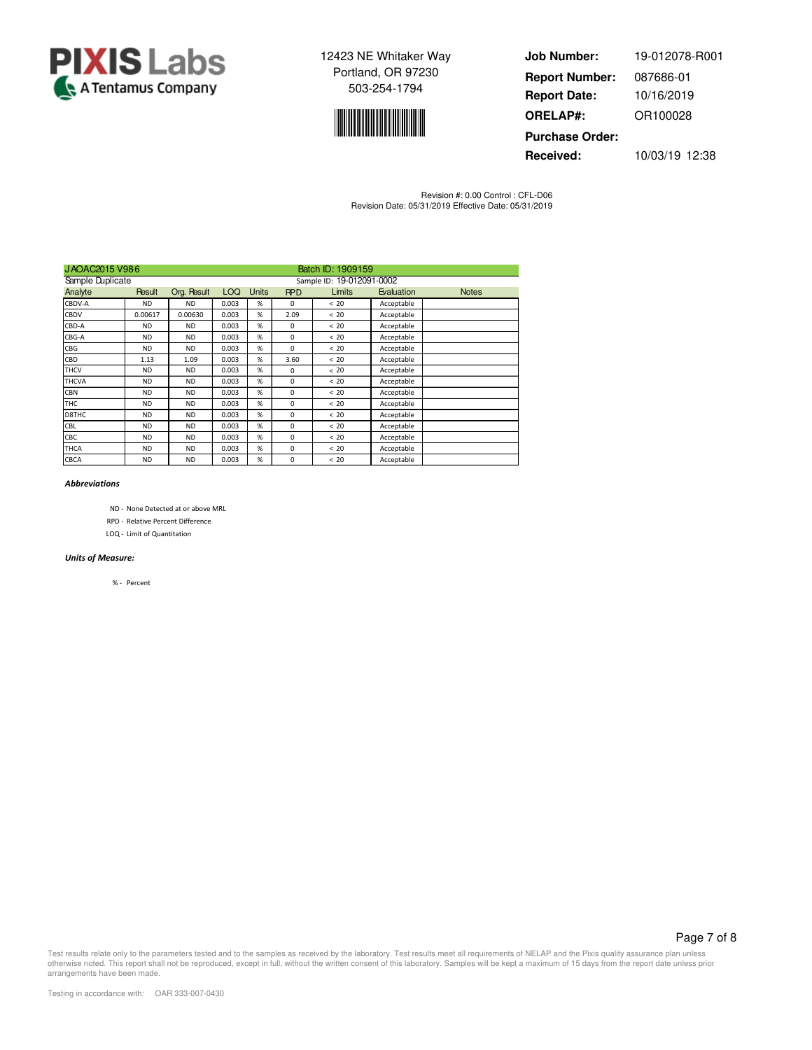**PIXIS Labs**
A Tentamus Company

12423 NE Whitaker Way
Portland, OR 97230
503-254-1794

| | |
|---|---|
| **Job Number:** | 19-012078-R001 |
| **Report Number:** | 087686-01 |
| **Report Date:** | 10/16/2019 |
| **ORELAP#:** | OR100028 |
| **Purchase Order:** | |
| **Received:** | 10/03/19 12:38 |

Revision #: 0.00 Control : CFL-D06
Revision Date: 05/31/2019 Effective Date: 05/31/2019

| JAOAC2015 V98-6 | | | | | Batch ID: 1909159 | | | |
|---|---|---|---|---|---|---|---|---|
| Sample Duplicate | | | | | Sample ID: 19-012091-0002 | | | |
| Analyte | Result | Org. Result | LOQ | Units | RPD | Limits | Evaluation | Notes |
| CBDV-A | ND | ND | 0.003 | % | 0 | < 20 | Acceptable | |
| CBDV | 0.00617 | 0.00630 | 0.003 | % | 2.09 | < 20 | Acceptable | |
| CBD-A | ND | ND | 0.003 | % | 0 | < 20 | Acceptable | |
| CBG-A | ND | ND | 0.003 | % | 0 | < 20 | Acceptable | |
| CBG | ND | ND | 0.003 | % | 0 | < 20 | Acceptable | |
| CBD | 1.13 | 1.09 | 0.003 | % | 3.60 | < 20 | Acceptable | |
| THCV | ND | ND | 0.003 | % | 0 | < 20 | Acceptable | |
| THCVA | ND | ND | 0.003 | % | 0 | < 20 | Acceptable | |
| CBN | ND | ND | 0.003 | % | 0 | < 20 | Acceptable | |
| THC | ND | ND | 0.003 | % | 0 | < 20 | Acceptable | |
| D8THC | ND | ND | 0.003 | % | 0 | < 20 | Acceptable | |
| CBL | ND | ND | 0.003 | % | 0 | < 20 | Acceptable | |
| CBC | ND | ND | 0.003 | % | 0 | < 20 | Acceptable | |
| THCA | ND | ND | 0.003 | % | 0 | < 20 | Acceptable | |
| CBCA | ND | ND | 0.003 | % | 0 | < 20 | Acceptable | |

***Abbreviations***

ND - None Detected at or above MRL
RPD - Relative Percent Difference
LOQ - Limit of Quantitation

***Units of Measure:***

% - Percent

Test results relate only to the parameters tested and to the samples as received by the laboratory. Test results meet all requirements of NELAP and the Pixis quality assurance plan unless otherwise noted. This report shall not be reproduced, except in full, without the written consent of this laboratory. Samples will be kept a maximum of 15 days from the report date unless prior arrangements have been made.

Testing in accordance with: OAR 333-007-0430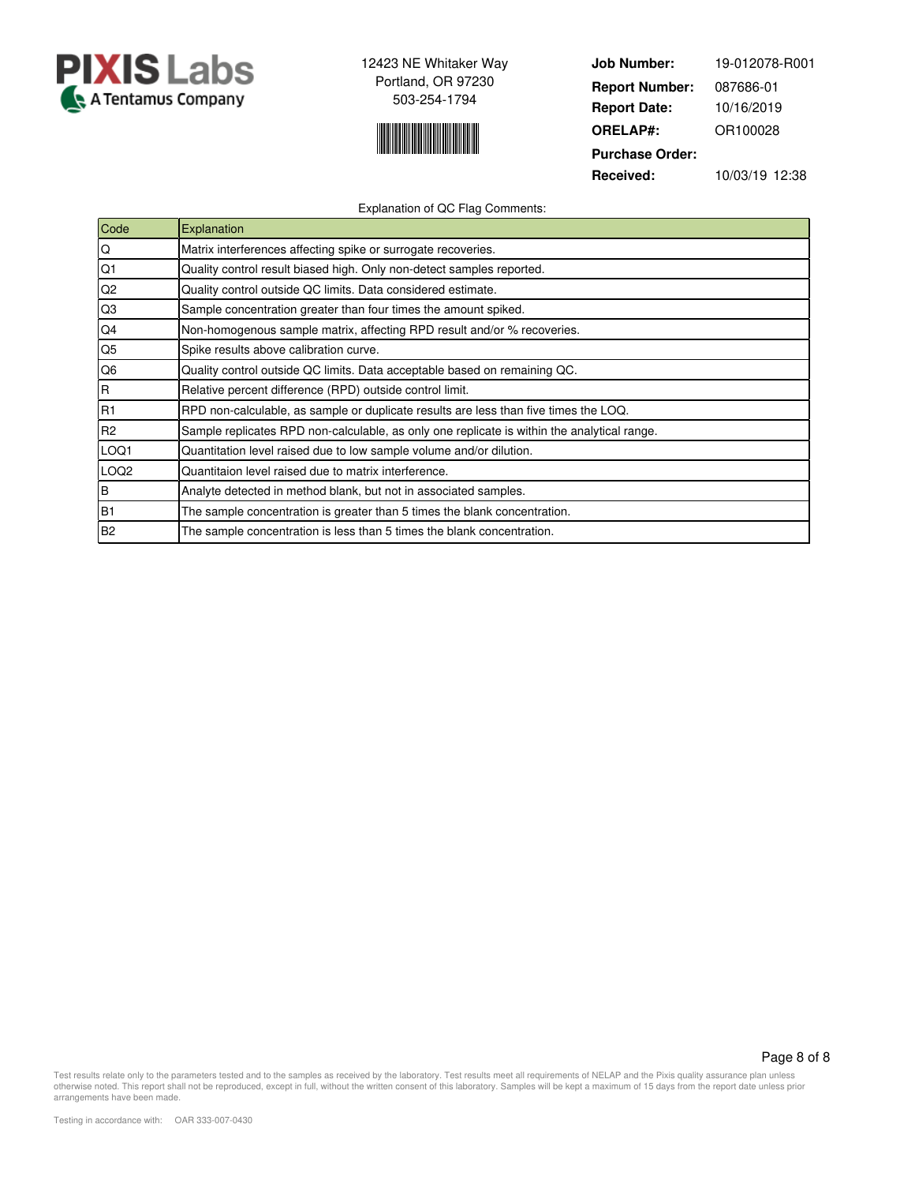**PIXIS Labs**
A Tentamus Company

12423 NE Whitaker Way
Portland, OR 97230
503-254-1794

**Job Number:** 19-012078-R001
**Report Number:** 087686-01
**Report Date:** 10/16/2019
**ORELAP#:** OR100028
**Purchase Order:**
**Received:** 10/03/19 12:38

Explanation of QC Flag Comments:

| Code | Explanation |
|---|---|
| Q | Matrix interferences affecting spike or surrogate recoveries. |
| Q1 | Quality control result biased high. Only non-detect samples reported. |
| Q2 | Quality control outside QC limits. Data considered estimate. |
| Q3 | Sample concentration greater than four times the amount spiked. |
| Q4 | Non-homogenous sample matrix, affecting RPD result and/or % recoveries. |
| Q5 | Spike results above calibration curve. |
| Q6 | Quality control outside QC limits. Data acceptable based on remaining QC. |
| R | Relative percent difference (RPD) outside control limit. |
| R1 | RPD non-calculable, as sample or duplicate results are less than five times the LOQ. |
| R2 | Sample replicates RPD non-calculable, as only one replicate is within the analytical range. |
| LOQ1 | Quantitation level raised due to low sample volume and/or dilution. |
| LOQ2 | Quantitaion level raised due to matrix interference. |
| B | Analyte detected in method blank, but not in associated samples. |
| B1 | The sample concentration is greater than 5 times the blank concentration. |
| B2 | The sample concentration is less than 5 times the blank concentration. |

Test results relate only to the parameters tested and to the samples as received by the laboratory. Test results meet all requirements of NELAP and the Pixis quality assurance plan unless otherwise noted. This report shall not be reproduced, except in full, without the written consent of this laboratory. Samples will be kept a maximum of 15 days from the report date unless prior arrangements have been made.

Testing in accordance with: OAR 333-007-0430